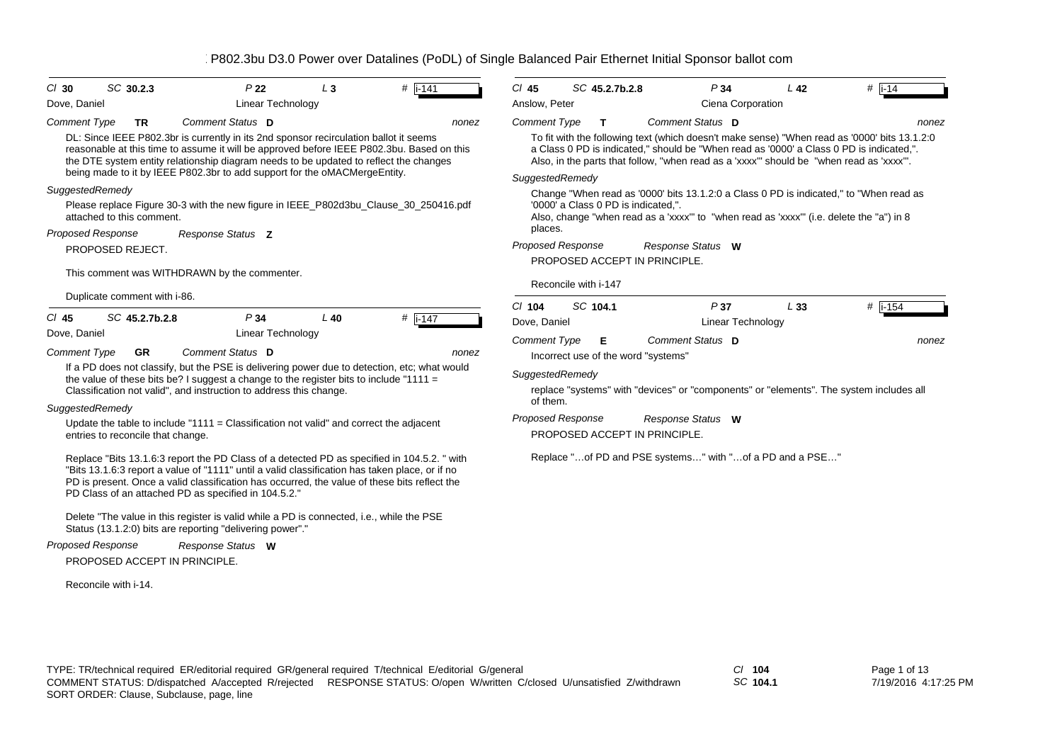# P802.3bu D3.0 Power over Datalines (PoDL) of Single Balanced Pair Ethernet Initial Sponsor ballot com

**Cl** 30 **SC** 30.2.3 **P** 22 **L** 3 **#** i-141

Dove, Daniel — Linear Technology

*Comment Type* **TR** *Comment Status* **D** nonez

DL: Since IEEE P802.3br is currently in its 2nd sponsor recirculation ballot it seems reasonable at this time to assume it will be approved before IEEE P802.3bu. Based on this the DTE system entity relationship diagram needs to be updated to reflect the changes being made to it by IEEE P802.3br to add support for the oMACMergeEntity.

*SuggestedRemedy*

Please replace Figure 30-3 with the new figure in IEEE_P802d3bu_Clause_30_250416.pdf attached to this comment.

*Proposed Response* *Response Status* **Z**

PROPOSED REJECT.

This comment was WITHDRAWN by the commenter.

Duplicate comment with i-86.

---

**Cl** 45 **SC** 45.2.7b.2.8 **P** 34 **L** 40 **#** i-147

Dove, Daniel — Linear Technology

*Comment Type* **GR** *Comment Status* **D** nonez

If a PD does not classify, but the PSE is delivering power due to detection, etc; what would the value of these bits be? I suggest a change to the register bits to include "1111 = Classification not valid", and instruction to address this change.

*SuggestedRemedy*

Update the table to include "1111 = Classification not valid" and correct the adjacent entries to reconcile that change.

Replace "Bits 13.1.6:3 report the PD Class of a detected PD as specified in 104.5.2. " with "Bits 13.1.6:3 report a value of "1111" until a valid classification has taken place, or if no PD is present. Once a valid classification has occurred, the value of these bits reflect the PD Class of an attached PD as specified in 104.5.2."

Delete "The value in this register is valid while a PD is connected, i.e., while the PSE Status (13.1.2:0) bits are reporting "delivering power"."

*Proposed Response* *Response Status* **W**

PROPOSED ACCEPT IN PRINCIPLE.

Reconcile with i-14.

---

**Cl** 45 **SC** 45.2.7b.2.8 **P** 34 **L** 42 **#** i-14

Anslow, Peter — Ciena Corporation

*Comment Type* **T** *Comment Status* **D** nonez

To fit with the following text (which doesn't make sense) "When read as '0000' bits 13.1.2:0 a Class 0 PD is indicated," should be "When read as '0000' a Class 0 PD is indicated,". Also, in the parts that follow, "when read as a 'xxxx'" should be "when read as 'xxxx'".

*SuggestedRemedy*

Change "When read as '0000' bits 13.1.2:0 a Class 0 PD is indicated," to "When read as '0000' a Class 0 PD is indicated,".
Also, change "when read as a 'xxxx'" to "when read as 'xxxx'" (i.e. delete the "a") in 8 places.

*Proposed Response* *Response Status* **W**

PROPOSED ACCEPT IN PRINCIPLE.

Reconcile with i-147

---

**Cl** 104 **SC** 104.1 **P** 37 **L** 33 **#** i-154

Dove, Daniel — Linear Technology

*Comment Type* **E** *Comment Status* **D** nonez

Incorrect use of the word "systems"

*SuggestedRemedy*

replace "systems" with "devices" or "components" or "elements". The system includes all of them.

*Proposed Response* *Response Status* **W**

PROPOSED ACCEPT IN PRINCIPLE.

Replace "…of PD and PSE systems…" with "…of a PD and a PSE…"

---

TYPE: TR/technical required ER/editorial required GR/general required T/technical E/editorial G/general
COMMENT STATUS: D/dispatched A/accepted R/rejected RESPONSE STATUS: O/open W/written C/closed U/unsatisfied Z/withdrawn
SORT ORDER: Clause, Subclause, page, line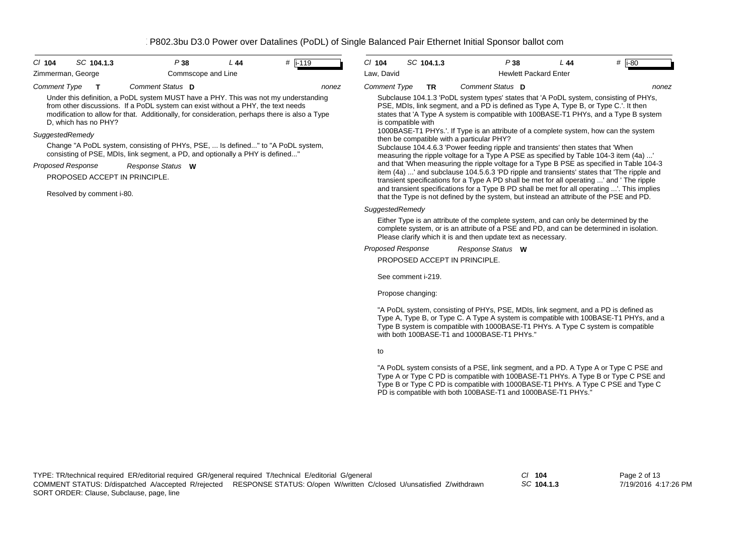| Cl 104 | SC 104.1.3 | P 38 | L 44 | # i-119 |
|---|---|---|---|---|
| Zimmerman, George | | Commscope and Line | | |

*Comment Type* **T** *Comment Status* **D** *nonez*

Under this definition, a PoDL system MUST have a PHY. This was not my understanding from other discussions. If a PoDL system can exist without a PHY, the text needs modification to allow for that. Additionally, for consideration, perhaps there is also a Type D, which has no PHY?

*SuggestedRemedy*

Change "A PoDL system, consisting of PHYs, PSE, ... Is defined..." to "A PoDL system, consisting of PSE, MDIs, link segment, a PD, and optionally a PHY is defined..."

*Proposed Response* *Response Status* **W**

PROPOSED ACCEPT IN PRINCIPLE.

Resolved by comment i-80.

| Cl 104 | SC 104.1.3 | P 38 | L 44 | # i-80 |
|---|---|---|---|---|
| Law, David | | Hewlett Packard Enter | | |

*Comment Type* **TR** *Comment Status* **D** *nonez*

Subclause 104.1.3 'PoDL system types' states that 'A PoDL system, consisting of PHYs, PSE, MDIs, link segment, and a PD is defined as Type A, Type B, or Type C.'. It then states that 'A Type A system is compatible with 100BASE-T1 PHYs, and a Type B system is compatible with 1000BASE-T1 PHYs.'. If Type is an attribute of a complete system, how can the system then be compatible with a particular PHY?

Subclause 104.4.6.3 'Power feeding ripple and transients' then states that 'When measuring the ripple voltage for a Type A PSE as specified by Table 104-3 item (4a) ...' and that 'When measuring the ripple voltage for a Type B PSE as specified in Table 104-3 item (4a) ...' and subclause 104.5.6.3 'PD ripple and transients' states that 'The ripple and transient specifications for a Type A PD shall be met for all operating ...' and ' The ripple and transient specifications for a Type B PD shall be met for all operating ...'. This implies that the Type is not defined by the system, but instead an attribute of the PSE and PD.

*SuggestedRemedy*

Either Type is an attribute of the complete system, and can only be determined by the complete system, or is an attribute of a PSE and PD, and can be determined in isolation. Please clarify which it is and then update text as necessary.

*Proposed Response* *Response Status* **W**

PROPOSED ACCEPT IN PRINCIPLE.

See comment i-219.

Propose changing:

"A PoDL system, consisting of PHYs, PSE, MDIs, link segment, and a PD is defined as Type A, Type B, or Type C. A Type A system is compatible with 100BASE-T1 PHYs, and a Type B system is compatible with 1000BASE-T1 PHYs. A Type C system is compatible with both 100BASE-T1 and 1000BASE-T1 PHYs."

to

"A PoDL system consists of a PSE, link segment, and a PD. A Type A or Type C PSE and Type A or Type C PD is compatible with 100BASE-T1 PHYs. A Type B or Type C PSE and Type B or Type C PD is compatible with 1000BASE-T1 PHYs. A Type C PSE and Type C PD is compatible with both 100BASE-T1 and 1000BASE-T1 PHYs."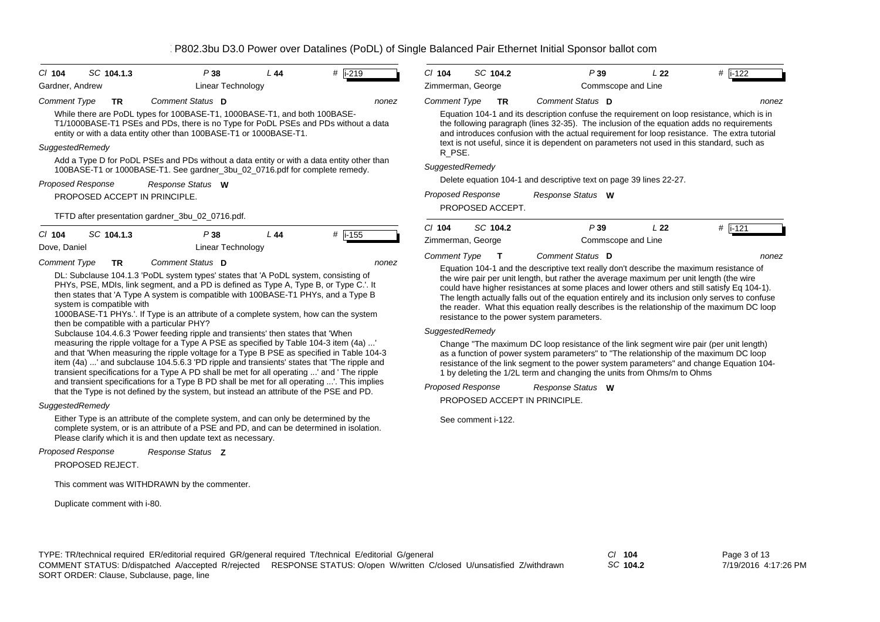# P802.3bu D3.0 Power over Datalines (PoDL) of Single Balanced Pair Ethernet Initial Sponsor ballot com

---

**Cl** 104 **SC** 104.1.3 **P** 38 **L** 44 **#** i-219

Gardner, Andrew — Linear Technology

*Comment Type* **TR** *Comment Status* **D** — nonez

While there are PoDL types for 100BASE-T1, 1000BASE-T1, and both 100BASE-T1/1000BASE-T1 PSEs and PDs, there is no Type for PoDL PSEs and PDs without a data entity or with a data entity other than 100BASE-T1 or 1000BASE-T1.

*SuggestedRemedy*

Add a Type D for PoDL PSEs and PDs without a data entity or with a data entity other than 100BASE-T1 or 1000BASE-T1. See gardner_3bu_02_0716.pdf for complete remedy.

*Proposed Response* *Response Status* **W**

PROPOSED ACCEPT IN PRINCIPLE.

TFTD after presentation gardner_3bu_02_0716.pdf.

---

**Cl** 104 **SC** 104.1.3 **P** 38 **L** 44 **#** i-155

Dove, Daniel — Linear Technology

*Comment Type* **TR** *Comment Status* **D** — nonez

DL: Subclause 104.1.3 'PoDL system types' states that 'A PoDL system, consisting of PHYs, PSE, MDIs, link segment, and a PD is defined as Type A, Type B, or Type C.'. It then states that 'A Type A system is compatible with 100BASE-T1 PHYs, and a Type B system is compatible with
1000BASE-T1 PHYs.'. If Type is an attribute of a complete system, how can the system then be compatible with a particular PHY?
Subclause 104.4.6.3 'Power feeding ripple and transients' then states that 'When measuring the ripple voltage for a Type A PSE as specified by Table 104-3 item (4a) ...' and that 'When measuring the ripple voltage for a Type B PSE as specified in Table 104-3 item (4a) ...' and subclause 104.5.6.3 'PD ripple and transients' states that 'The ripple and transient specifications for a Type A PD shall be met for all operating ...' and ' The ripple and transient specifications for a Type B PD shall be met for all operating ...'. This implies that the Type is not defined by the system, but instead an attribute of the PSE and PD.

*SuggestedRemedy*

Either Type is an attribute of the complete system, and can only be determined by the complete system, or is an attribute of a PSE and PD, and can be determined in isolation. Please clarify which it is and then update text as necessary.

*Proposed Response* *Response Status* **Z**

PROPOSED REJECT.

This comment was WITHDRAWN by the commenter.

Duplicate comment with i-80.

---

**Cl** 104 **SC** 104.2 **P** 39 **L** 22 **#** i-122

Zimmerman, George — Commscope and Line

*Comment Type* **TR** *Comment Status* **D** — nonez

Equation 104-1 and its description confuse the requirement on loop resistance, which is in the following paragraph (lines 32-35). The inclusion of the equation adds no requirements and introduces confusion with the actual requirement for loop resistance. The extra tutorial text is not useful, since it is dependent on parameters not used in this standard, such as R_PSE.

*SuggestedRemedy*

Delete equation 104-1 and descriptive text on page 39 lines 22-27.

*Proposed Response* *Response Status* **W**

PROPOSED ACCEPT.

---

**Cl** 104 **SC** 104.2 **P** 39 **L** 22 **#** i-121

Zimmerman, George — Commscope and Line

*Comment Type* **T** *Comment Status* **D** — nonez

Equation 104-1 and the descriptive text really don't describe the maximum resistance of the wire pair per unit length, but rather the average maximum per unit length (the wire could have higher resistances at some places and lower others and still satisfy Eq 104-1). The length actually falls out of the equation entirely and its inclusion only serves to confuse the reader. What this equation really describes is the relationship of the maximum DC loop resistance to the power system parameters.

*SuggestedRemedy*

Change "The maximum DC loop resistance of the link segment wire pair (per unit length) as a function of power system parameters" to "The relationship of the maximum DC loop resistance of the link segment to the power system parameters" and change Equation 104-1 by deleting the 1/2L term and changing the units from Ohms/m to Ohms

*Proposed Response* *Response Status* **W**

PROPOSED ACCEPT IN PRINCIPLE.

See comment i-122.

---

TYPE: TR/technical required ER/editorial required GR/general required T/technical E/editorial G/general
COMMENT STATUS: D/dispatched A/accepted R/rejected RESPONSE STATUS: O/open W/written C/closed U/unsatisfied Z/withdrawn
SORT ORDER: Clause, Subclause, page, line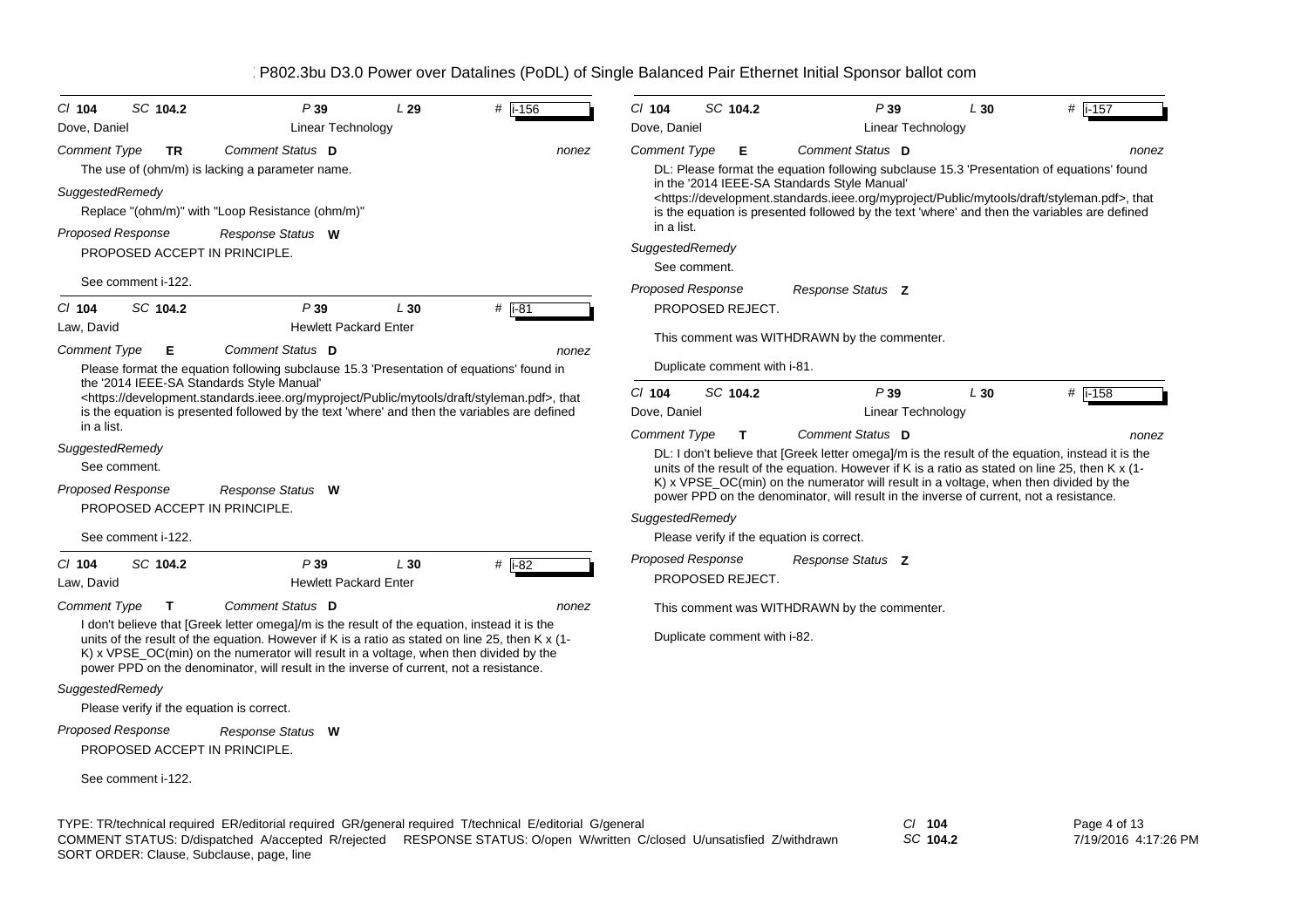P802.3bu D3.0 Power over Datalines (PoDL) of Single Balanced Pair Ethernet Initial Sponsor ballot com

---

Cl **104** SC **104.2** P **39** L **29** # i-156

Dove, Daniel — Linear Technology

*Comment Type* **TR** *Comment Status* **D** *nonez*

The use of (ohm/m) is lacking a parameter name.

*SuggestedRemedy*

Replace "(ohm/m)" with "Loop Resistance (ohm/m)"

*Proposed Response* *Response Status* **W**

PROPOSED ACCEPT IN PRINCIPLE.

See comment i-122.

---

Cl **104** SC **104.2** P **39** L **30** # i-81

Law, David — Hewlett Packard Enter

*Comment Type* **E** *Comment Status* **D** *nonez*

Please format the equation following subclause 15.3 'Presentation of equations' found in the '2014 IEEE-SA Standards Style Manual' <https://development.standards.ieee.org/myproject/Public/mytools/draft/styleman.pdf>, that is the equation is presented followed by the text 'where' and then the variables are defined in a list.

*SuggestedRemedy*

See comment.

*Proposed Response* *Response Status* **W**

PROPOSED ACCEPT IN PRINCIPLE.

See comment i-122.

---

Cl **104** SC **104.2** P **39** L **30** # i-82

Law, David — Hewlett Packard Enter

*Comment Type* **T** *Comment Status* **D** *nonez*

I don't believe that [Greek letter omega]/m is the result of the equation, instead it is the units of the result of the equation. However if K is a ratio as stated on line 25, then K x (1-K) x VPSE_OC(min) on the numerator will result in a voltage, when then divided by the power PPD on the denominator, will result in the inverse of current, not a resistance.

*SuggestedRemedy*

Please verify if the equation is correct.

*Proposed Response* *Response Status* **W**

PROPOSED ACCEPT IN PRINCIPLE.

See comment i-122.

---

Cl **104** SC **104.2** P **39** L **30** # i-157

Dove, Daniel — Linear Technology

*Comment Type* **E** *Comment Status* **D** *nonez*

DL: Please format the equation following subclause 15.3 'Presentation of equations' found in the '2014 IEEE-SA Standards Style Manual' <https://development.standards.ieee.org/myproject/Public/mytools/draft/styleman.pdf>, that is the equation is presented followed by the text 'where' and then the variables are defined in a list.

*SuggestedRemedy*

See comment.

*Proposed Response* *Response Status* **Z**

PROPOSED REJECT.

This comment was WITHDRAWN by the commenter.

Duplicate comment with i-81.

---

Cl **104** SC **104.2** P **39** L **30** # i-158

Dove, Daniel — Linear Technology

*Comment Type* **T** *Comment Status* **D** *nonez*

DL: I don't believe that [Greek letter omega]/m is the result of the equation, instead it is the units of the result of the equation. However if K is a ratio as stated on line 25, then K x (1-K) x VPSE_OC(min) on the numerator will result in a voltage, when then divided by the power PPD on the denominator, will result in the inverse of current, not a resistance.

*SuggestedRemedy*

Please verify if the equation is correct.

*Proposed Response* *Response Status* **Z**

PROPOSED REJECT.

This comment was WITHDRAWN by the commenter.

Duplicate comment with i-82.

---

TYPE: TR/technical required ER/editorial required GR/general required T/technical E/editorial G/general
COMMENT STATUS: D/dispatched A/accepted R/rejected RESPONSE STATUS: O/open W/written C/closed U/unsatisfied Z/withdrawn
SORT ORDER: Clause, Subclause, page, line

Cl **104** SC **104.2**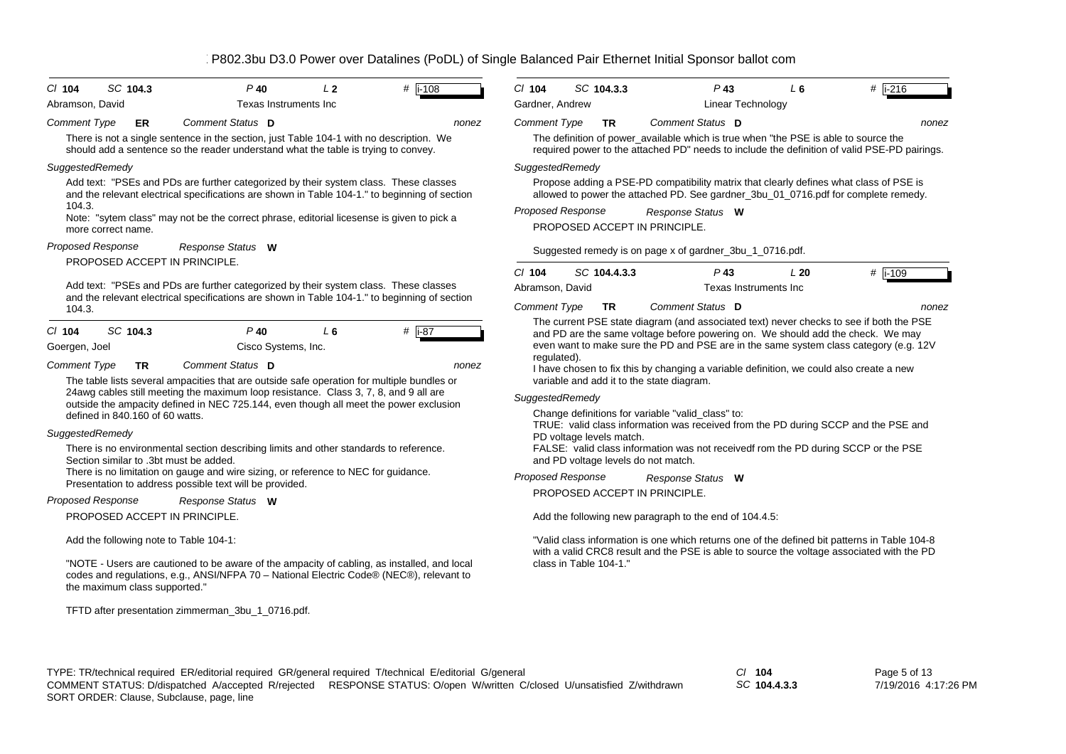| Cl 104 | SC 104.3 | P 40 | L 2 | # i-108 |
|---|---|---|---|---|
| Abramson, David | | Texas Instruments Inc | | |

*Comment Type* **ER** *Comment Status* **D** *nonez*

There is not a single sentence in the section, just Table 104-1 with no description. We should add a sentence so the reader understand what the table is trying to convey.

*SuggestedRemedy*

Add text: "PSEs and PDs are further categorized by their system class. These classes and the relevant electrical specifications are shown in Table 104-1." to beginning of section 104.3.

Note: "sytem class" may not be the correct phrase, editorial licesense is given to pick a more correct name.

*Proposed Response* *Response Status* **W**

PROPOSED ACCEPT IN PRINCIPLE.

Add text: "PSEs and PDs are further categorized by their system class. These classes and the relevant electrical specifications are shown in Table 104-1." to beginning of section 104.3.

---

| Cl 104 | SC 104.3 | P 40 | L 6 | # i-87 |
|---|---|---|---|---|
| Goergen, Joel | | Cisco Systems, Inc. | | |

*Comment Type* **TR** *Comment Status* **D** *nonez*

The table lists several ampacities that are outside safe operation for multiple bundles or 24awg cables still meeting the maximum loop resistance. Class 3, 7, 8, and 9 all are outside the ampacity defined in NEC 725.144, even though all meet the power exclusion defined in 840.160 of 60 watts.

*SuggestedRemedy*

There is no environmental section describing limits and other standards to reference. Section similar to .3bt must be added.

There is no limitation on gauge and wire sizing, or reference to NEC for guidance. Presentation to address possible text will be provided.

*Proposed Response* *Response Status* **W**

PROPOSED ACCEPT IN PRINCIPLE.

Add the following note to Table 104-1:

"NOTE - Users are cautioned to be aware of the ampacity of cabling, as installed, and local codes and regulations, e.g., ANSI/NFPA 70 – National Electric Code® (NEC®), relevant to the maximum class supported."

TFTD after presentation zimmerman_3bu_1_0716.pdf.

---

| Cl 104 | SC 104.3.3 | P 43 | L 6 | # i-216 |
|---|---|---|---|---|
| Gardner, Andrew | | Linear Technology | | |

*Comment Type* **TR** *Comment Status* **D** *nonez*

The definition of power_available which is true when "the PSE is able to source the required power to the attached PD" needs to include the definition of valid PSE-PD pairings.

*SuggestedRemedy*

Propose adding a PSE-PD compatibility matrix that clearly defines what class of PSE is allowed to power the attached PD. See gardner_3bu_01_0716.pdf for complete remedy.

*Proposed Response* *Response Status* **W**

PROPOSED ACCEPT IN PRINCIPLE.

Suggested remedy is on page x of gardner_3bu_1_0716.pdf.

---

| Cl 104 | SC 104.4.3.3 | P 43 | L 20 | # i-109 |
|---|---|---|---|---|
| Abramson, David | | Texas Instruments Inc | | |

*Comment Type* **TR** *Comment Status* **D** *nonez*

The current PSE state diagram (and associated text) never checks to see if both the PSE and PD are the same voltage before powering on. We should add the check. We may even want to make sure the PD and PSE are in the same system class category (e.g. 12V regulated).

I have chosen to fix this by changing a variable definition, we could also create a new variable and add it to the state diagram.

*SuggestedRemedy*

Change definitions for variable "valid_class" to:

TRUE: valid class information was received from the PD during SCCP and the PSE and PD voltage levels match.

FALSE: valid class information was not receivedf rom the PD during SCCP or the PSE and PD voltage levels do not match.

*Proposed Response* *Response Status* **W**

PROPOSED ACCEPT IN PRINCIPLE.

Add the following new paragraph to the end of 104.4.5:

"Valid class information is one which returns one of the defined bit patterns in Table 104-8 with a valid CRC8 result and the PSE is able to source the voltage associated with the PD class in Table 104-1."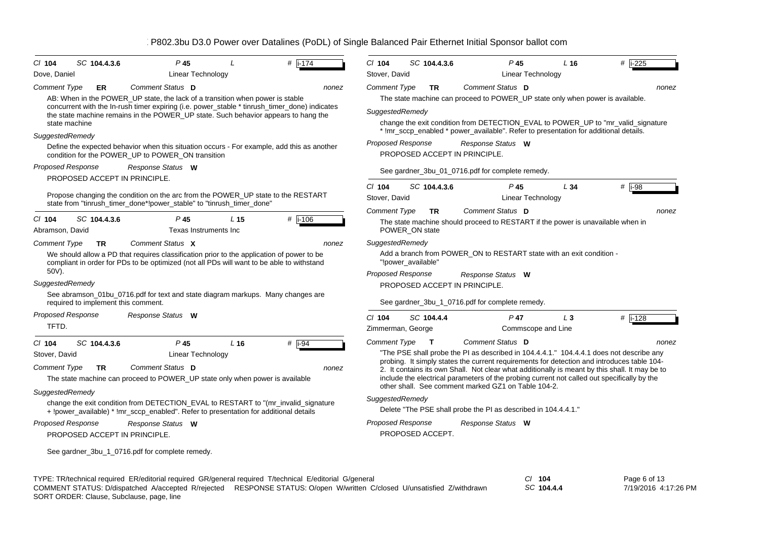IEEE P802.3bu D3.0 Power over Datalines (PoDL) of Single Balanced Pair Ethernet Initial Sponsor ballot comments

---

**Cl** 104 **SC** 104.4.3.6 **P** 45 **L** **#** i-174

Dove, Daniel — Linear Technology

*Comment Type* **ER** *Comment Status* **D** nonez

AB: When in the POWER_UP state, the lack of a transition when power is stable concurrent with the In-rush timer expiring (i.e. power_stable * tinrush_timer_done) indicates the state machine remains in the POWER_UP state. Such behavior appears to hang the state machine

*SuggestedRemedy*

Define the expected behavior when this situation occurs - For example, add this as another condition for the POWER_UP to POWER_ON transition

*Proposed Response* *Response Status* **W**

PROPOSED ACCEPT IN PRINCIPLE.

Propose changing the condition on the arc from the POWER_UP state to the RESTART state from "tinrush_timer_done*!power_stable" to "tinrush_timer_done"

---

**Cl** 104 **SC** 104.4.3.6 **P** 45 **L** 15 **#** i-106

Abramson, David — Texas Instruments Inc

*Comment Type* **TR** *Comment Status* **X** nonez

We should allow a PD that requires classification prior to the application of power to be compliant in order for PDs to be optimized (not all PDs will want to be able to withstand 50V).

*SuggestedRemedy*

See abramson_01bu_0716.pdf for text and state diagram markups. Many changes are required to implement this comment.

*Proposed Response* *Response Status* **W**

TFTD.

---

**Cl** 104 **SC** 104.4.3.6 **P** 45 **L** 16 **#** i-94

Stover, David — Linear Technology

*Comment Type* **TR** *Comment Status* **D** nonez

The state machine can proceed to POWER_UP state only when power is available

*SuggestedRemedy*

change the exit condition from DETECTION_EVAL to RESTART to "(mr_invalid_signature + !power_available) * !mr_sccp_enabled". Refer to presentation for additional details

*Proposed Response* *Response Status* **W**

PROPOSED ACCEPT IN PRINCIPLE.

See gardner_3bu_1_0716.pdf for complete remedy.

---

**Cl** 104 **SC** 104.4.3.6 **P** 45 **L** 16 **#** i-225

Stover, David — Linear Technology

*Comment Type* **TR** *Comment Status* **D** nonez

The state machine can proceed to POWER_UP state only when power is available.

*SuggestedRemedy*

change the exit condition from DETECTION_EVAL to POWER_UP to "mr_valid_signature * !mr_sccp_enabled * power_available". Refer to presentation for additional details.

*Proposed Response* *Response Status* **W**

PROPOSED ACCEPT IN PRINCIPLE.

See gardner_3bu_01_0716.pdf for complete remedy.

---

**Cl** 104 **SC** 104.4.3.6 **P** 45 **L** 34 **#** i-98

Stover, David — Linear Technology

*Comment Type* **TR** *Comment Status* **D** nonez

The state machine should proceed to RESTART if the power is unavailable when in POWER_ON state

*SuggestedRemedy*

Add a branch from POWER_ON to RESTART state with an exit condition - "!power_available"

*Proposed Response* *Response Status* **W**

PROPOSED ACCEPT IN PRINCIPLE.

See gardner_3bu_1_0716.pdf for complete remedy.

---

**Cl** 104 **SC** 104.4.4 **P** 47 **L** 3 **#** i-128

Zimmerman, George — Commscope and Line

*Comment Type* **T** *Comment Status* **D** nonez

"The PSE shall probe the PI as described in 104.4.4.1." 104.4.4.1 does not describe any probing. It simply states the current requirements for detection and introduces table 104-2. It contains its own Shall. Not clear what additionally is meant by this shall. It may be to include the electrical parameters of the probing current not called out specifically by the other shall. See comment marked GZ1 on Table 104-2.

*SuggestedRemedy*

Delete "The PSE shall probe the PI as described in 104.4.4.1."

*Proposed Response* *Response Status* **W**

PROPOSED ACCEPT.

---

TYPE: TR/technical required ER/editorial required GR/general required T/technical E/editorial G/general
COMMENT STATUS: D/dispatched A/accepted R/rejected RESPONSE STATUS: O/open W/written C/closed U/unsatisfied Z/withdrawn
SORT ORDER: Clause, Subclause, page, line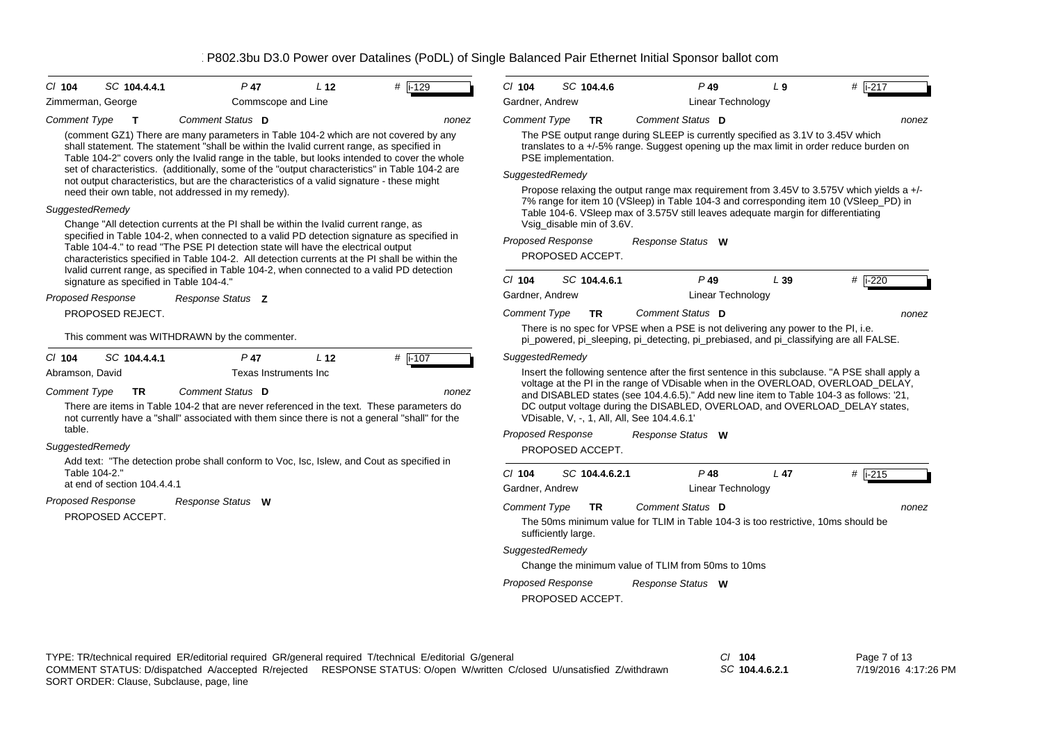P802.3bu D3.0 Power over Datalines (PoDL) of Single Balanced Pair Ethernet Initial Sponsor ballot com

**Cl 104 SC 104.4.4.1 P 47 L 12 # i-129**

Zimmerman, George — Commscope and Line

*Comment Type* **T** *Comment Status* **D** *nonez*

(comment GZ1) There are many parameters in Table 104-2 which are not covered by any shall statement. The statement "shall be within the Ivalid current range, as specified in Table 104-2" covers only the Ivalid range in the table, but looks intended to cover the whole set of characteristics. (additionally, some of the "output characteristics" in Table 104-2 are not output characteristics, but are the characteristics of a valid signature - these might need their own table, not addressed in my remedy).

*SuggestedRemedy*

Change "All detection currents at the PI shall be within the Ivalid current range, as specified in Table 104-2, when connected to a valid PD detection signature as specified in Table 104-4." to read "The PSE PI detection state will have the electrical output characteristics specified in Table 104-2. All detection currents at the PI shall be within the Ivalid current range, as specified in Table 104-2, when connected to a valid PD detection signature as specified in Table 104-4."

*Proposed Response* *Response Status* **Z**

PROPOSED REJECT.

This comment was WITHDRAWN by the commenter.

---

**Cl 104 SC 104.4.4.1 P 47 L 12 # i-107**

Abramson, David — Texas Instruments Inc

*Comment Type* **TR** *Comment Status* **D** *nonez*

There are items in Table 104-2 that are never referenced in the text. These parameters do not currently have a "shall" associated with them since there is not a general "shall" for the table.

*SuggestedRemedy*

Add text: "The detection probe shall conform to Voc, Isc, Islew, and Cout as specified in Table 104-2."
at end of section 104.4.4.1

*Proposed Response* *Response Status* **W**

PROPOSED ACCEPT.

---

**Cl 104 SC 104.4.6 P 49 L 9 # i-217**

Gardner, Andrew — Linear Technology

*Comment Type* **TR** *Comment Status* **D** *nonez*

The PSE output range during SLEEP is currently specified as 3.1V to 3.45V which translates to a +/-5% range. Suggest opening up the max limit in order reduce burden on PSE implementation.

*SuggestedRemedy*

Propose relaxing the output range max requirement from 3.45V to 3.575V which yields a +/-7% range for item 10 (VSleep) in Table 104-3 and corresponding item 10 (VSleep_PD) in Table 104-6. VSleep max of 3.575V still leaves adequate margin for differentiating Vsig_disable min of 3.6V.

*Proposed Response* *Response Status* **W**

PROPOSED ACCEPT.

---

**Cl 104 SC 104.4.6.1 P 49 L 39 # i-220**

Gardner, Andrew — Linear Technology

*Comment Type* **TR** *Comment Status* **D** *nonez*

There is no spec for VPSE when a PSE is not delivering any power to the PI, i.e. pi_powered, pi_sleeping, pi_detecting, pi_prebiased, and pi_classifying are all FALSE.

*SuggestedRemedy*

Insert the following sentence after the first sentence in this subclause. "A PSE shall apply a voltage at the PI in the range of VDisable when in the OVERLOAD, OVERLOAD_DELAY, and DISABLED states (see 104.4.6.5)." Add new line item to Table 104-3 as follows: '21, DC output voltage during the DISABLED, OVERLOAD, and OVERLOAD_DELAY states, VDisable, V, -, 1, All, All, See 104.4.6.1'

*Proposed Response* *Response Status* **W**

PROPOSED ACCEPT.

---

**Cl 104 SC 104.4.6.2.1 P 48 L 47 # i-215**

Gardner, Andrew — Linear Technology

*Comment Type* **TR** *Comment Status* **D** *nonez*

The 50ms minimum value for TLIM in Table 104-3 is too restrictive, 10ms should be sufficiently large.

*SuggestedRemedy*

Change the minimum value of TLIM from 50ms to 10ms

*Proposed Response* *Response Status* **W**

PROPOSED ACCEPT.

---

TYPE: TR/technical required ER/editorial required GR/general required T/technical E/editorial G/general
COMMENT STATUS: D/dispatched A/accepted R/rejected RESPONSE STATUS: O/open W/written C/closed U/unsatisfied Z/withdrawn
SORT ORDER: Clause, Subclause, page, line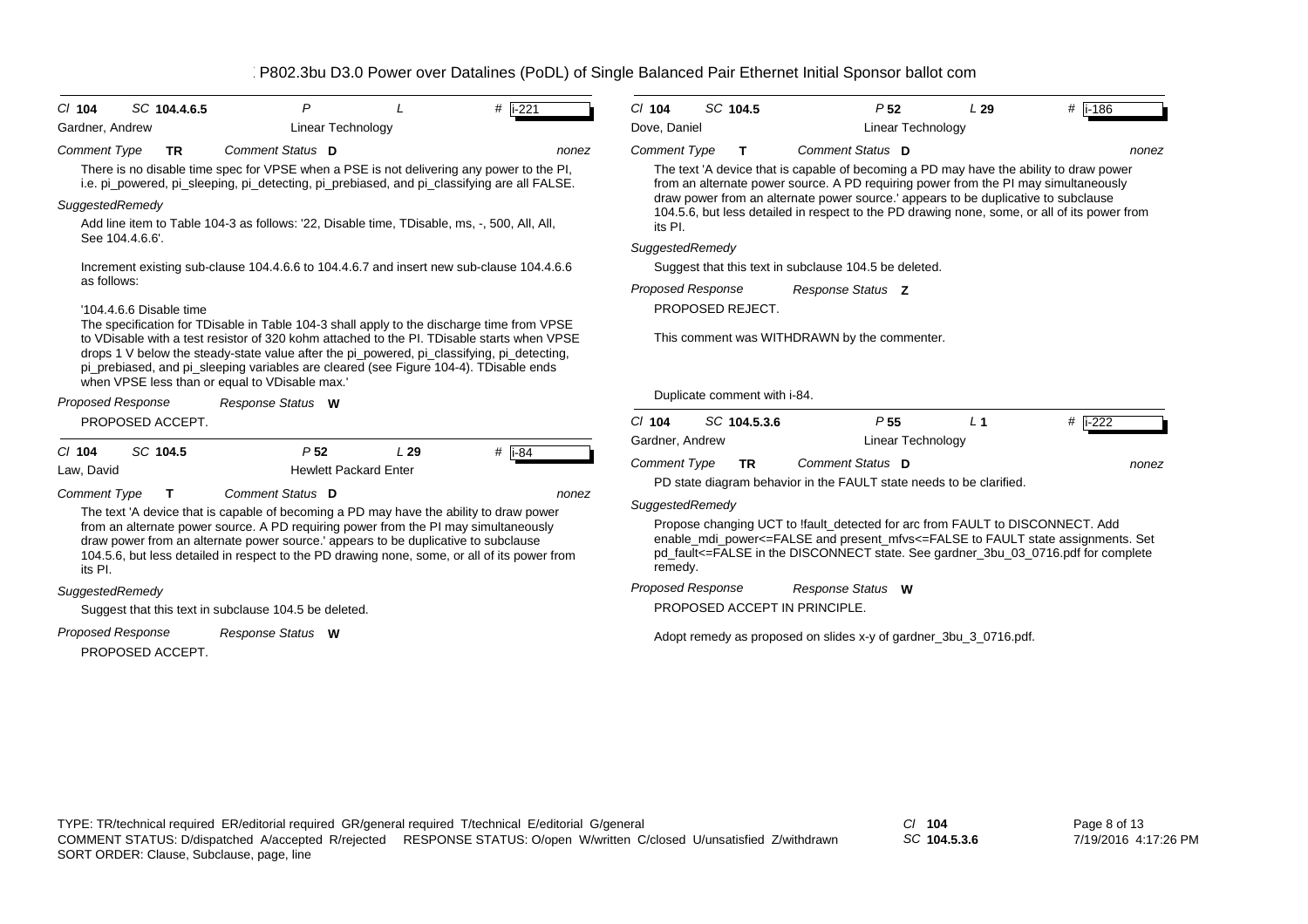P802.3bu D3.0 Power over Datalines (PoDL) of Single Balanced Pair Ethernet Initial Sponsor ballot com

**Cl** 104 **SC** 104.4.6.5 **P** **L** **#** i-221

Gardner, Andrew — Linear Technology

*Comment Type* **TR** *Comment Status* **D** *nonez*

There is no disable time spec for VPSE when a PSE is not delivering any power to the PI, i.e. pi_powered, pi_sleeping, pi_detecting, pi_prebiased, and pi_classifying are all FALSE.

*SuggestedRemedy*

Add line item to Table 104-3 as follows: '22, Disable time, TDisable, ms, -, 500, All, All, See 104.4.6.6'.

Increment existing sub-clause 104.4.6.6 to 104.4.6.7 and insert new sub-clause 104.4.6.6 as follows:

'104.4.6.6 Disable time
The specification for TDisable in Table 104-3 shall apply to the discharge time from VPSE to VDisable with a test resistor of 320 kohm attached to the PI. TDisable starts when VPSE drops 1 V below the steady-state value after the pi_powered, pi_classifying, pi_detecting, pi_prebiased, and pi_sleeping variables are cleared (see Figure 104-4). TDisable ends when VPSE less than or equal to VDisable max.'

*Proposed Response* *Response Status* **W**

PROPOSED ACCEPT.

---

**Cl** 104 **SC** 104.5 **P** 52 **L** 29 **#** i-84

Law, David — Hewlett Packard Enter

*Comment Type* **T** *Comment Status* **D** *nonez*

The text 'A device that is capable of becoming a PD may have the ability to draw power from an alternate power source. A PD requiring power from the PI may simultaneously draw power from an alternate power source.' appears to be duplicative to subclause 104.5.6, but less detailed in respect to the PD drawing none, some, or all of its power from its PI.

*SuggestedRemedy*

Suggest that this text in subclause 104.5 be deleted.

*Proposed Response* *Response Status* **W**

PROPOSED ACCEPT.

---

**Cl** 104 **SC** 104.5 **P** 52 **L** 29 **#** i-186

Dove, Daniel — Linear Technology

*Comment Type* **T** *Comment Status* **D** *nonez*

The text 'A device that is capable of becoming a PD may have the ability to draw power from an alternate power source. A PD requiring power from the PI may simultaneously draw power from an alternate power source.' appears to be duplicative to subclause 104.5.6, but less detailed in respect to the PD drawing none, some, or all of its power from its PI.

*SuggestedRemedy*

Suggest that this text in subclause 104.5 be deleted.

*Proposed Response* *Response Status* **Z**

PROPOSED REJECT.

This comment was WITHDRAWN by the commenter.

Duplicate comment with i-84.

---

**Cl** 104 **SC** 104.5.3.6 **P** 55 **L** 1 **#** i-222

Gardner, Andrew — Linear Technology

*Comment Type* **TR** *Comment Status* **D** *nonez*

PD state diagram behavior in the FAULT state needs to be clarified.

*SuggestedRemedy*

Propose changing UCT to !fault_detected for arc from FAULT to DISCONNECT. Add enable_mdi_power<=FALSE and present_mfvs<=FALSE to FAULT state assignments. Set pd_fault<=FALSE in the DISCONNECT state. See gardner_3bu_03_0716.pdf for complete remedy.

*Proposed Response* *Response Status* **W**

PROPOSED ACCEPT IN PRINCIPLE.

Adopt remedy as proposed on slides x-y of gardner_3bu_3_0716.pdf.

---

TYPE: TR/technical required ER/editorial required GR/general required T/technical E/editorial G/general
COMMENT STATUS: D/dispatched A/accepted R/rejected RESPONSE STATUS: O/open W/written C/closed U/unsatisfied Z/withdrawn
SORT ORDER: Clause, Subclause, page, line

*Cl* 104 *SC* 104.5.3.6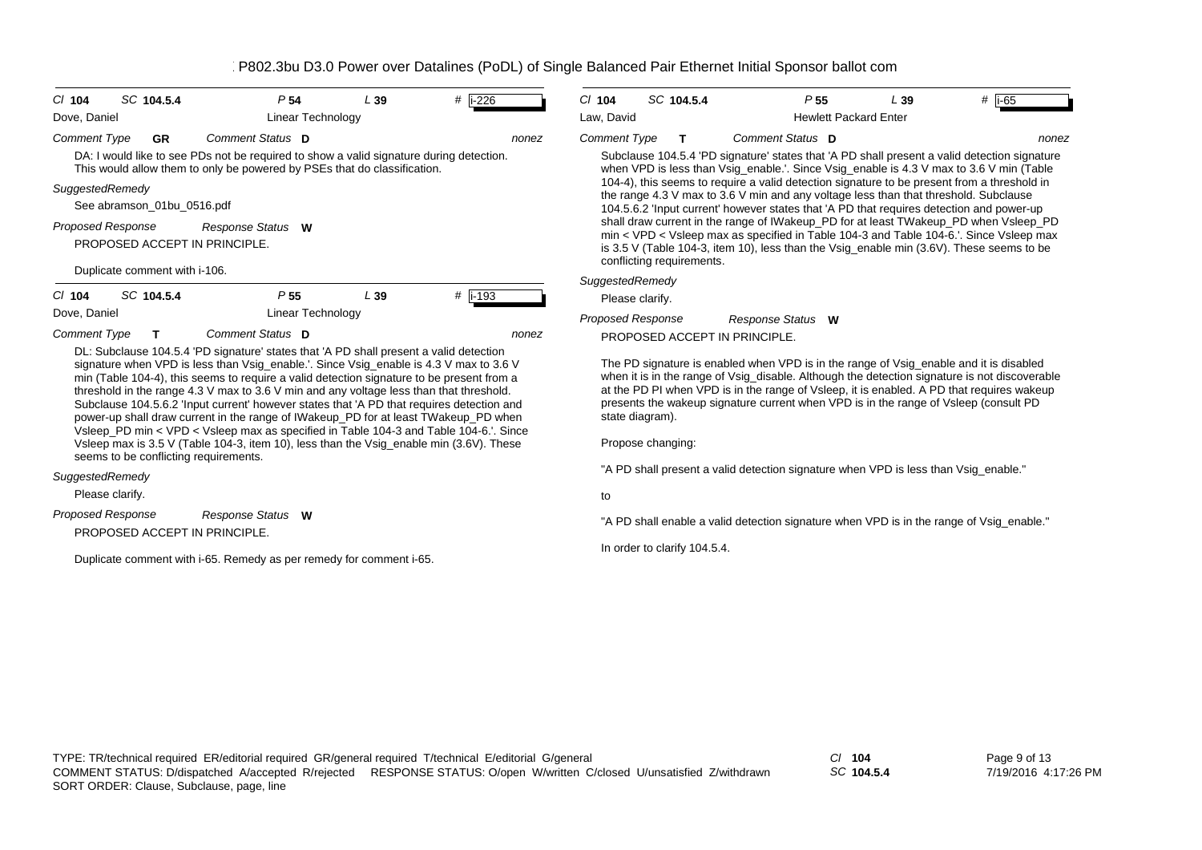P802.3bu D3.0 Power over Datalines (PoDL) of Single Balanced Pair Ethernet Initial Sponsor ballot com

**Cl** 104 **SC** 104.5.4 **P** 54 **L** 39 **#** i-226

Dove, Daniel — Linear Technology

*Comment Type* **GR** *Comment Status* **D** nonez

DA: I would like to see PDs not be required to show a valid signature during detection. This would allow them to only be powered by PSEs that do classification.

*SuggestedRemedy*

See abramson_01bu_0516.pdf

*Proposed Response* *Response Status* **W**

PROPOSED ACCEPT IN PRINCIPLE.

Duplicate comment with i-106.

---

**Cl** 104 **SC** 104.5.4 **P** 55 **L** 39 **#** i-193

Dove, Daniel — Linear Technology

*Comment Type* **T** *Comment Status* **D** nonez

DL: Subclause 104.5.4 'PD signature' states that 'A PD shall present a valid detection signature when VPD is less than Vsig_enable.'. Since Vsig_enable is 4.3 V max to 3.6 V min (Table 104-4), this seems to require a valid detection signature to be present from a threshold in the range 4.3 V max to 3.6 V min and any voltage less than that threshold. Subclause 104.5.6.2 'Input current' however states that 'A PD that requires detection and power-up shall draw current in the range of IWakeup_PD for at least TWakeup_PD when Vsleep_PD min < VPD < Vsleep max as specified in Table 104-3 and Table 104-6.'. Since Vsleep max is 3.5 V (Table 104-3, item 10), less than the Vsig_enable min (3.6V). These seems to be conflicting requirements.

*SuggestedRemedy*

Please clarify.

*Proposed Response* *Response Status* **W**

PROPOSED ACCEPT IN PRINCIPLE.

Duplicate comment with i-65. Remedy as per remedy for comment i-65.

---

**Cl** 104 **SC** 104.5.4 **P** 55 **L** 39 **#** i-65

Law, David — Hewlett Packard Enter

*Comment Type* **T** *Comment Status* **D** nonez

Subclause 104.5.4 'PD signature' states that 'A PD shall present a valid detection signature when VPD is less than Vsig_enable.'. Since Vsig_enable is 4.3 V max to 3.6 V min (Table 104-4), this seems to require a valid detection signature to be present from a threshold in the range 4.3 V max to 3.6 V min and any voltage less than that threshold. Subclause 104.5.6.2 'Input current' however states that 'A PD that requires detection and power-up shall draw current in the range of IWakeup_PD for at least TWakeup_PD when Vsleep_PD min < VPD < Vsleep max as specified in Table 104-3 and Table 104-6.'. Since Vsleep max is 3.5 V (Table 104-3, item 10), less than the Vsig_enable min (3.6V). These seems to be conflicting requirements.

*SuggestedRemedy*

Please clarify.

*Proposed Response* *Response Status* **W**

PROPOSED ACCEPT IN PRINCIPLE.

The PD signature is enabled when VPD is in the range of Vsig_enable and it is disabled when it is in the range of Vsig_disable. Although the detection signature is not discoverable at the PD PI when VPD is in the range of Vsleep, it is enabled. A PD that requires wakeup presents the wakeup signature current when VPD is in the range of Vsleep (consult PD state diagram).

Propose changing:

"A PD shall present a valid detection signature when VPD is less than Vsig_enable."

to

"A PD shall enable a valid detection signature when VPD is in the range of Vsig_enable."

In order to clarify 104.5.4.

---

TYPE: TR/technical required ER/editorial required GR/general required T/technical E/editorial G/general
COMMENT STATUS: D/dispatched A/accepted R/rejected RESPONSE STATUS: O/open W/written C/closed U/unsatisfied Z/withdrawn
SORT ORDER: Clause, Subclause, page, line

Cl 104
SC 104.5.4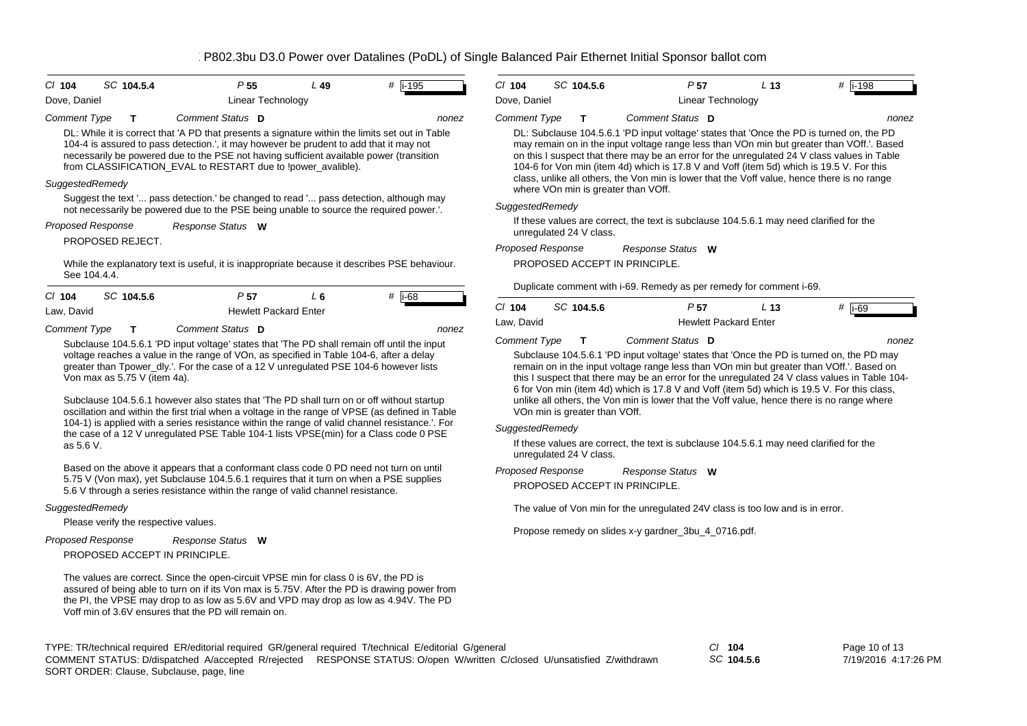# P802.3bu D3.0 Power over Datalines (PoDL) of Single Balanced Pair Ethernet Initial Sponsor ballot com

---

**Cl** 104 **SC** 104.5.4 **P** 55 **L** 49 **#** i-195

Dove, Daniel — Linear Technology

*Comment Type* **T** *Comment Status* **D** nonez

DL: While it is correct that 'A PD that presents a signature within the limits set out in Table 104-4 is assured to pass detection.', it may however be prudent to add that it may not necessarily be powered due to the PSE not having sufficient available power (transition from CLASSIFICATION_EVAL to RESTART due to !power_avalible).

*SuggestedRemedy*

Suggest the text '... pass detection.' be changed to read '... pass detection, although may not necessarily be powered due to the PSE being unable to source the required power.'.

*Proposed Response* *Response Status* **W**

PROPOSED REJECT.

While the explanatory text is useful, it is inappropriate because it describes PSE behaviour. See 104.4.4.

---

**Cl** 104 **SC** 104.5.6 **P** 57 **L** 6 **#** i-68

Law, David — Hewlett Packard Enter

*Comment Type* **T** *Comment Status* **D** nonez

Subclause 104.5.6.1 'PD input voltage' states that 'The PD shall remain off until the input voltage reaches a value in the range of VOn, as specified in Table 104-6, after a delay greater than Tpower_dly.'. For the case of a 12 V unregulated PSE 104-6 however lists Von max as 5.75 V (item 4a).

Subclause 104.5.6.1 however also states that 'The PD shall turn on or off without startup oscillation and within the first trial when a voltage in the range of VPSE (as defined in Table 104-1) is applied with a series resistance within the range of valid channel resistance.'. For the case of a 12 V unregulated PSE Table 104-1 lists VPSE(min) for a Class code 0 PSE as 5.6 V.

Based on the above it appears that a conformant class code 0 PD need not turn on until 5.75 V (Von max), yet Subclause 104.5.6.1 requires that it turn on when a PSE supplies 5.6 V through a series resistance within the range of valid channel resistance.

*SuggestedRemedy*

Please verify the respective values.

*Proposed Response* *Response Status* **W**

PROPOSED ACCEPT IN PRINCIPLE.

The values are correct. Since the open-circuit VPSE min for class 0 is 6V, the PD is assured of being able to turn on if its Von max is 5.75V. After the PD is drawing power from the PI, the VPSE may drop to as low as 5.6V and VPD may drop as low as 4.94V. The PD Voff min of 3.6V ensures that the PD will remain on.

---

**Cl** 104 **SC** 104.5.6 **P** 57 **L** 13 **#** i-198

Dove, Daniel — Linear Technology

*Comment Type* **T** *Comment Status* **D** nonez

DL: Subclause 104.5.6.1 'PD input voltage' states that 'Once the PD is turned on, the PD may remain on in the input voltage range less than VOn min but greater than VOff.'. Based on this I suspect that there may be an error for the unregulated 24 V class values in Table 104-6 for Von min (item 4d) which is 17.8 V and Voff (item 5d) which is 19.5 V. For this class, unlike all others, the Von min is lower that the Voff value, hence there is no range where VOn min is greater than VOff.

*SuggestedRemedy*

If these values are correct, the text is subclause 104.5.6.1 may need clarified for the unregulated 24 V class.

*Proposed Response* *Response Status* **W**

PROPOSED ACCEPT IN PRINCIPLE.

Duplicate comment with i-69. Remedy as per remedy for comment i-69.

---

**Cl** 104 **SC** 104.5.6 **P** 57 **L** 13 **#** i-69

Law, David — Hewlett Packard Enter

*Comment Type* **T** *Comment Status* **D** nonez

Subclause 104.5.6.1 'PD input voltage' states that 'Once the PD is turned on, the PD may remain on in the input voltage range less than VOn min but greater than VOff.'. Based on this I suspect that there may be an error for the unregulated 24 V class values in Table 104-6 for Von min (item 4d) which is 17.8 V and Voff (item 5d) which is 19.5 V. For this class, unlike all others, the Von min is lower that the Voff value, hence there is no range where VOn min is greater than VOff.

*SuggestedRemedy*

If these values are correct, the text is subclause 104.5.6.1 may need clarified for the unregulated 24 V class.

*Proposed Response* *Response Status* **W**

PROPOSED ACCEPT IN PRINCIPLE.

The value of Von min for the unregulated 24V class is too low and is in error.

Propose remedy on slides x-y gardner_3bu_4_0716.pdf.

---

TYPE: TR/technical required ER/editorial required GR/general required T/technical E/editorial G/general
COMMENT STATUS: D/dispatched A/accepted R/rejected RESPONSE STATUS: O/open W/written C/closed U/unsatisfied Z/withdrawn
SORT ORDER: Clause, Subclause, page, line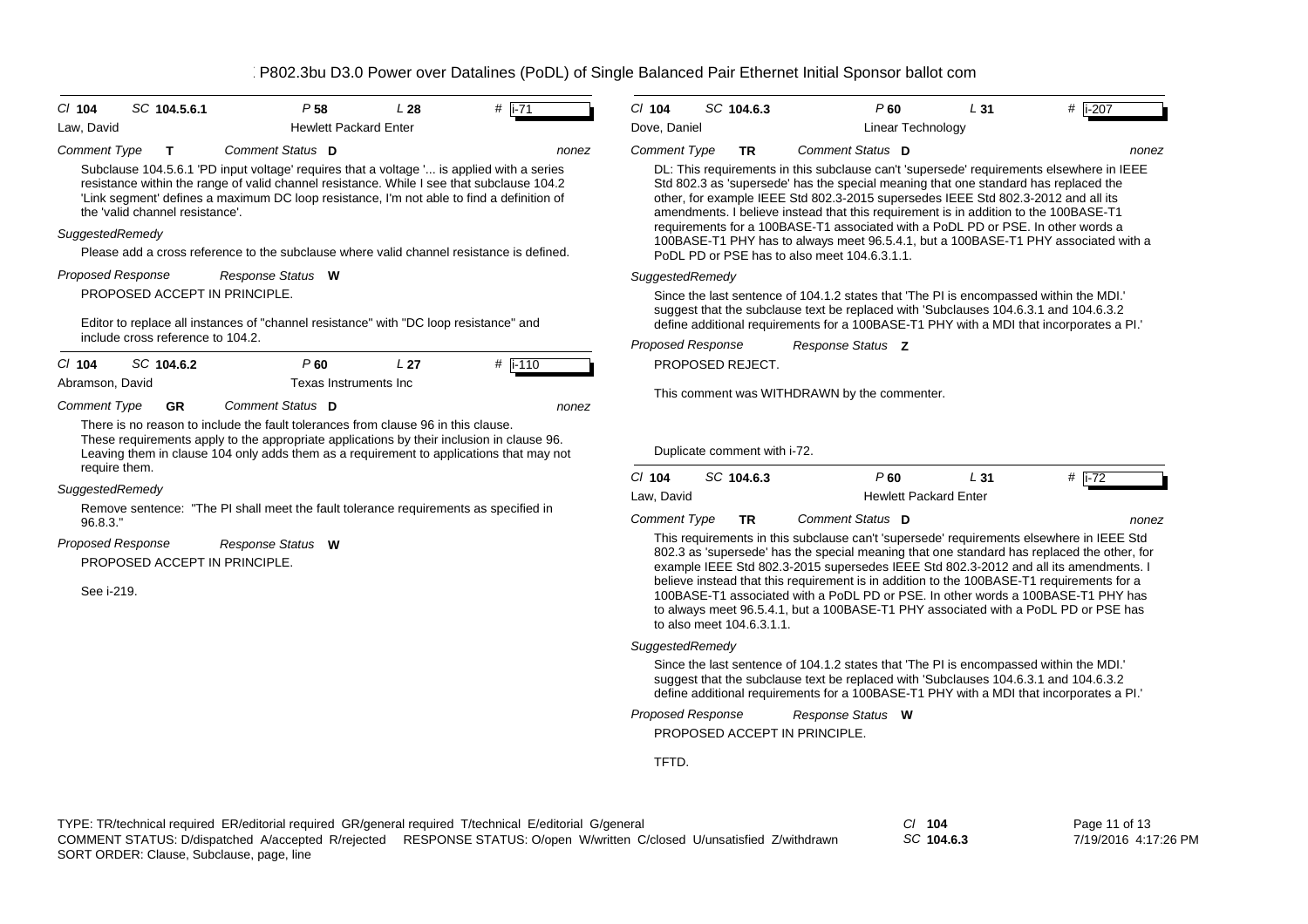# P802.3bu D3.0 Power over Datalines (PoDL) of Single Balanced Pair Ethernet Initial Sponsor ballot com

**Cl** 104 **SC** 104.5.6.1 **P** 58 **L** 28 **#** i-71

Law, David — Hewlett Packard Enter

**Comment Type** T **Comment Status** D — nonez

Subclause 104.5.6.1 'PD input voltage' requires that a voltage '... is applied with a series resistance within the range of valid channel resistance. While I see that subclause 104.2 'Link segment' defines a maximum DC loop resistance, I'm not able to find a definition of the 'valid channel resistance'.

*SuggestedRemedy*

Please add a cross reference to the subclause where valid channel resistance is defined.

**Proposed Response** — **Response Status** W

PROPOSED ACCEPT IN PRINCIPLE.

Editor to replace all instances of "channel resistance" with "DC loop resistance" and include cross reference to 104.2.

---

**Cl** 104 **SC** 104.6.2 **P** 60 **L** 27 **#** i-110

Abramson, David — Texas Instruments Inc

**Comment Type** GR **Comment Status** D — nonez

There is no reason to include the fault tolerances from clause 96 in this clause. These requirements apply to the appropriate applications by their inclusion in clause 96. Leaving them in clause 104 only adds them as a requirement to applications that may not require them.

*SuggestedRemedy*

Remove sentence: "The PI shall meet the fault tolerance requirements as specified in 96.8.3."

**Proposed Response** — **Response Status** W

PROPOSED ACCEPT IN PRINCIPLE.

See i-219.

---

**Cl** 104 **SC** 104.6.3 **P** 60 **L** 31 **#** i-207

Dove, Daniel — Linear Technology

**Comment Type** TR **Comment Status** D — nonez

DL: This requirements in this subclause can't 'supersede' requirements elsewhere in IEEE Std 802.3 as 'supersede' has the special meaning that one standard has replaced the other, for example IEEE Std 802.3-2015 supersedes IEEE Std 802.3-2012 and all its amendments. I believe instead that this requirement is in addition to the 100BASE-T1 requirements for a 100BASE-T1 associated with a PoDL PD or PSE. In other words a 100BASE-T1 PHY has to always meet 96.5.4.1, but a 100BASE-T1 PHY associated with a PoDL PD or PSE has to also meet 104.6.3.1.1.

*SuggestedRemedy*

Since the last sentence of 104.1.2 states that 'The PI is encompassed within the MDI.' suggest that the subclause text be replaced with 'Subclauses 104.6.3.1 and 104.6.3.2 define additional requirements for a 100BASE-T1 PHY with a MDI that incorporates a PI.'

**Proposed Response** — **Response Status** Z

PROPOSED REJECT.

This comment was WITHDRAWN by the commenter.

Duplicate comment with i-72.

---

**Cl** 104 **SC** 104.6.3 **P** 60 **L** 31 **#** i-72

Law, David — Hewlett Packard Enter

**Comment Type** TR **Comment Status** D — nonez

This requirements in this subclause can't 'supersede' requirements elsewhere in IEEE Std 802.3 as 'supersede' has the special meaning that one standard has replaced the other, for example IEEE Std 802.3-2015 supersedes IEEE Std 802.3-2012 and all its amendments. I believe instead that this requirement is in addition to the 100BASE-T1 requirements for a 100BASE-T1 associated with a PoDL PD or PSE. In other words a 100BASE-T1 PHY has to always meet 96.5.4.1, but a 100BASE-T1 PHY associated with a PoDL PD or PSE has to also meet 104.6.3.1.1.

*SuggestedRemedy*

Since the last sentence of 104.1.2 states that 'The PI is encompassed within the MDI.' suggest that the subclause text be replaced with 'Subclauses 104.6.3.1 and 104.6.3.2 define additional requirements for a 100BASE-T1 PHY with a MDI that incorporates a PI.'

**Proposed Response** — **Response Status** W

PROPOSED ACCEPT IN PRINCIPLE.

TFTD.

---

TYPE: TR/technical required ER/editorial required GR/general required T/technical E/editorial G/general
COMMENT STATUS: D/dispatched A/accepted R/rejected RESPONSE STATUS: O/open W/written C/closed U/unsatisfied Z/withdrawn
SORT ORDER: Clause, Subclause, page, line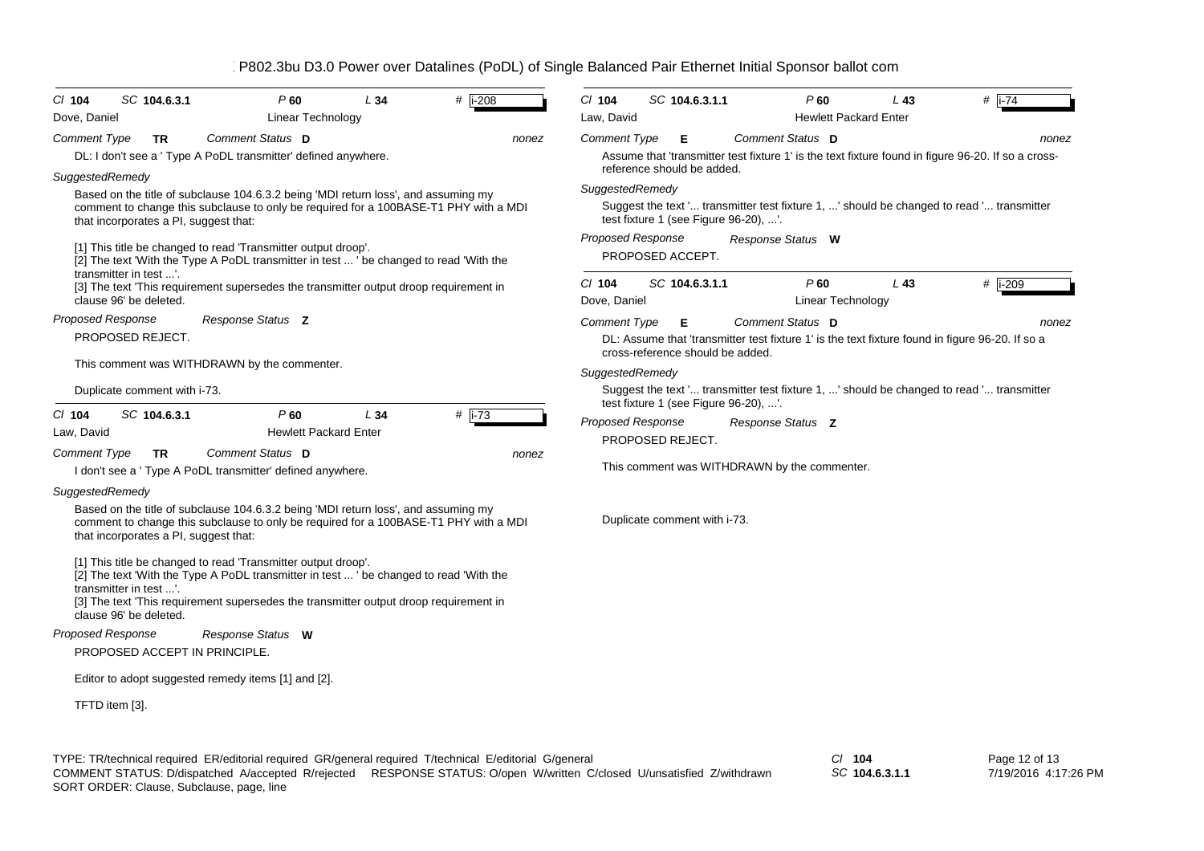Cl **104** SC **104.6.3.1** P **60** L **34** # i-208

Dove, Daniel — Linear Technology

*Comment Type* **TR** *Comment Status* **D** *nonez*

DL: I don't see a ' Type A PoDL transmitter' defined anywhere.

*SuggestedRemedy*

Based on the title of subclause 104.6.3.2 being 'MDI return loss', and assuming my comment to change this subclause to only be required for a 100BASE-T1 PHY with a MDI that incorporates a PI, suggest that:

[1] This title be changed to read 'Transmitter output droop'.
[2] The text 'With the Type A PoDL transmitter in test ... ' be changed to read 'With the transmitter in test ...'.
[3] The text 'This requirement supersedes the transmitter output droop requirement in clause 96' be deleted.

*Proposed Response* *Response Status* **Z**

PROPOSED REJECT.

This comment was WITHDRAWN by the commenter.

Duplicate comment with i-73.

---

Cl **104** SC **104.6.3.1** P **60** L **34** # i-73

Law, David — Hewlett Packard Enter

*Comment Type* **TR** *Comment Status* **D** *nonez*

I don't see a ' Type A PoDL transmitter' defined anywhere.

*SuggestedRemedy*

Based on the title of subclause 104.6.3.2 being 'MDI return loss', and assuming my comment to change this subclause to only be required for a 100BASE-T1 PHY with a MDI that incorporates a PI, suggest that:

[1] This title be changed to read 'Transmitter output droop'.
[2] The text 'With the Type A PoDL transmitter in test ... ' be changed to read 'With the transmitter in test ...'.
[3] The text 'This requirement supersedes the transmitter output droop requirement in clause 96' be deleted.

*Proposed Response* *Response Status* **W**

PROPOSED ACCEPT IN PRINCIPLE.

Editor to adopt suggested remedy items [1] and [2].

TFTD item [3].

---

Cl **104** SC **104.6.3.1.1** P **60** L **43** # i-74

Law, David — Hewlett Packard Enter

*Comment Type* **E** *Comment Status* **D** *nonez*

Assume that 'transmitter test fixture 1' is the text fixture found in figure 96-20. If so a cross-reference should be added.

*SuggestedRemedy*

Suggest the text '... transmitter test fixture 1, ...' should be changed to read '... transmitter test fixture 1 (see Figure 96-20), ...'.

*Proposed Response* *Response Status* **W**

PROPOSED ACCEPT.

---

Cl **104** SC **104.6.3.1.1** P **60** L **43** # i-209

Dove, Daniel — Linear Technology

*Comment Type* **E** *Comment Status* **D** *nonez*

DL: Assume that 'transmitter test fixture 1' is the text fixture found in figure 96-20. If so a cross-reference should be added.

*SuggestedRemedy*

Suggest the text '... transmitter test fixture 1, ...' should be changed to read '... transmitter test fixture 1 (see Figure 96-20), ...'.

*Proposed Response* *Response Status* **Z**

PROPOSED REJECT.

This comment was WITHDRAWN by the commenter.

Duplicate comment with i-73.

---

TYPE: TR/technical required ER/editorial required GR/general required T/technical E/editorial G/general
COMMENT STATUS: D/dispatched A/accepted R/rejected RESPONSE STATUS: O/open W/written C/closed U/unsatisfied Z/withdrawn
SORT ORDER: Clause, Subclause, page, line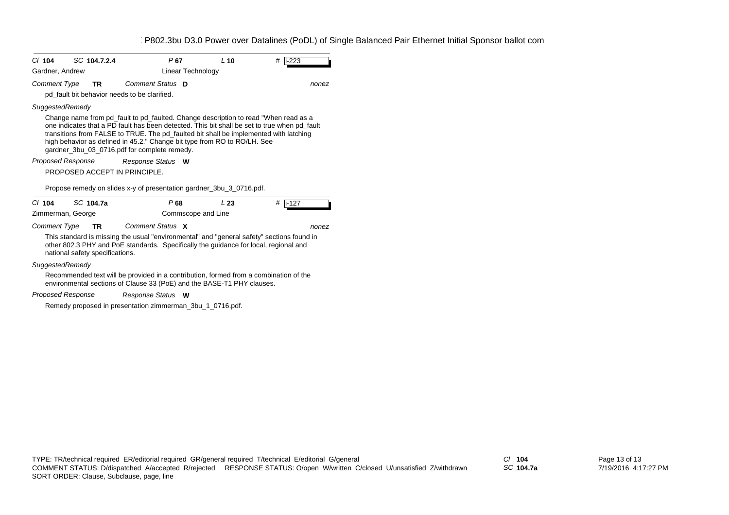Cl **104** SC **104.7.2.4** P **67** L **10** # i-223

Gardner, Andrew — Linear Technology

*Comment Type* **TR** *Comment Status* **D** *nonez*

pd_fault bit behavior needs to be clarified.

*SuggestedRemedy*

Change name from pd_fault to pd_faulted. Change description to read "When read as a one indicates that a PD fault has been detected. This bit shall be set to true when pd_fault transitions from FALSE to TRUE. The pd_faulted bit shall be implemented with latching high behavior as defined in 45.2." Change bit type from RO to RO/LH. See gardner_3bu_03_0716.pdf for complete remedy.

*Proposed Response* *Response Status* **W**

PROPOSED ACCEPT IN PRINCIPLE.

Propose remedy on slides x-y of presentation gardner_3bu_3_0716.pdf.

---

Cl **104** SC **104.7a** P **68** L **23** # i-127

Zimmerman, George — Commscope and Line

*Comment Type* **TR** *Comment Status* **X** *nonez*

This standard is missing the usual "environmental" and "general safety" sections found in other 802.3 PHY and PoE standards. Specifically the guidance for local, regional and national safety specifications.

*SuggestedRemedy*

Recommended text will be provided in a contribution, formed from a combination of the environmental sections of Clause 33 (PoE) and the BASE-T1 PHY clauses.

*Proposed Response* *Response Status* **W**

Remedy proposed in presentation zimmerman_3bu_1_0716.pdf.